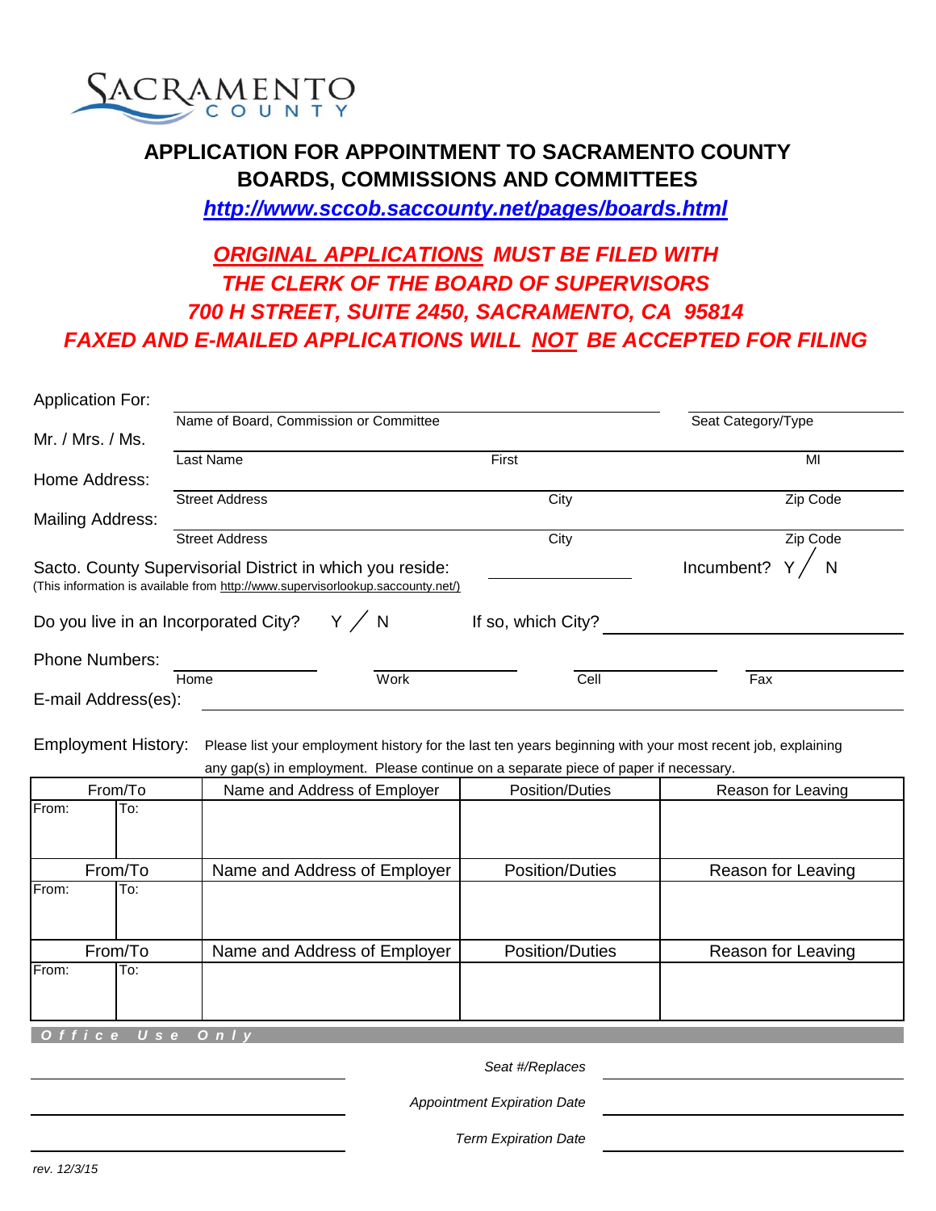SACRAMENTO COUNTY

# APPLICATION FOR APPOINTMENT TO SACRAMENTO COUNTY BOARDS, COMMISSIONS AND COMMITTEES

***http://www.sccob.saccounty.net/pages/boards.html***

***ORIGINAL APPLICATIONS MUST BE FILED WITH THE CLERK OF THE BOARD OF SUPERVISORS 700 H STREET, SUITE 2450, SACRAMENTO, CA 95814 FAXED AND E-MAILED APPLICATIONS WILL NOT BE ACCEPTED FOR FILING***

Application For: ______________________________ Name of Board, Commission or Committee ______________ Seat Category/Type

Mr. / Mrs. / Ms. ______________________________ Last Name ______________ First ______________ MI

Home Address: ______________________________ Street Address ______________ City ______________ Zip Code

Mailing Address: ______________________________ Street Address ______________ City ______________ Zip Code

Sacto. County Supervisorial District in which you reside: ______________ Incumbent? Y / N
(This information is available from http://www.supervisorlookup.saccounty.net/)

Do you live in an Incorporated City? Y / N If so, which City? ______________

Phone Numbers: ______________ Home ______________ Work ______________ Cell ______________ Fax

E-mail Address(es): ______________________________

Employment History: Please list your employment history for the last ten years beginning with your most recent job, explaining any gap(s) in employment. Please continue on a separate piece of paper if necessary.

| From/To | | Name and Address of Employer | Position/Duties | Reason for Leaving |
|---|---|---|---|---|
| From: | To: | | | |
| **From/To** | | **Name and Address of Employer** | **Position/Duties** | **Reason for Leaving** |
| From: | To: | | | |
| **From/To** | | **Name and Address of Employer** | **Position/Duties** | **Reason for Leaving** |
| From: | To: | | | |

***Office Use Only***

______________ *Seat #/Replaces* ______________

______________ *Appointment Expiration Date* ______________

______________ *Term Expiration Date* ______________

*rev. 12/3/15*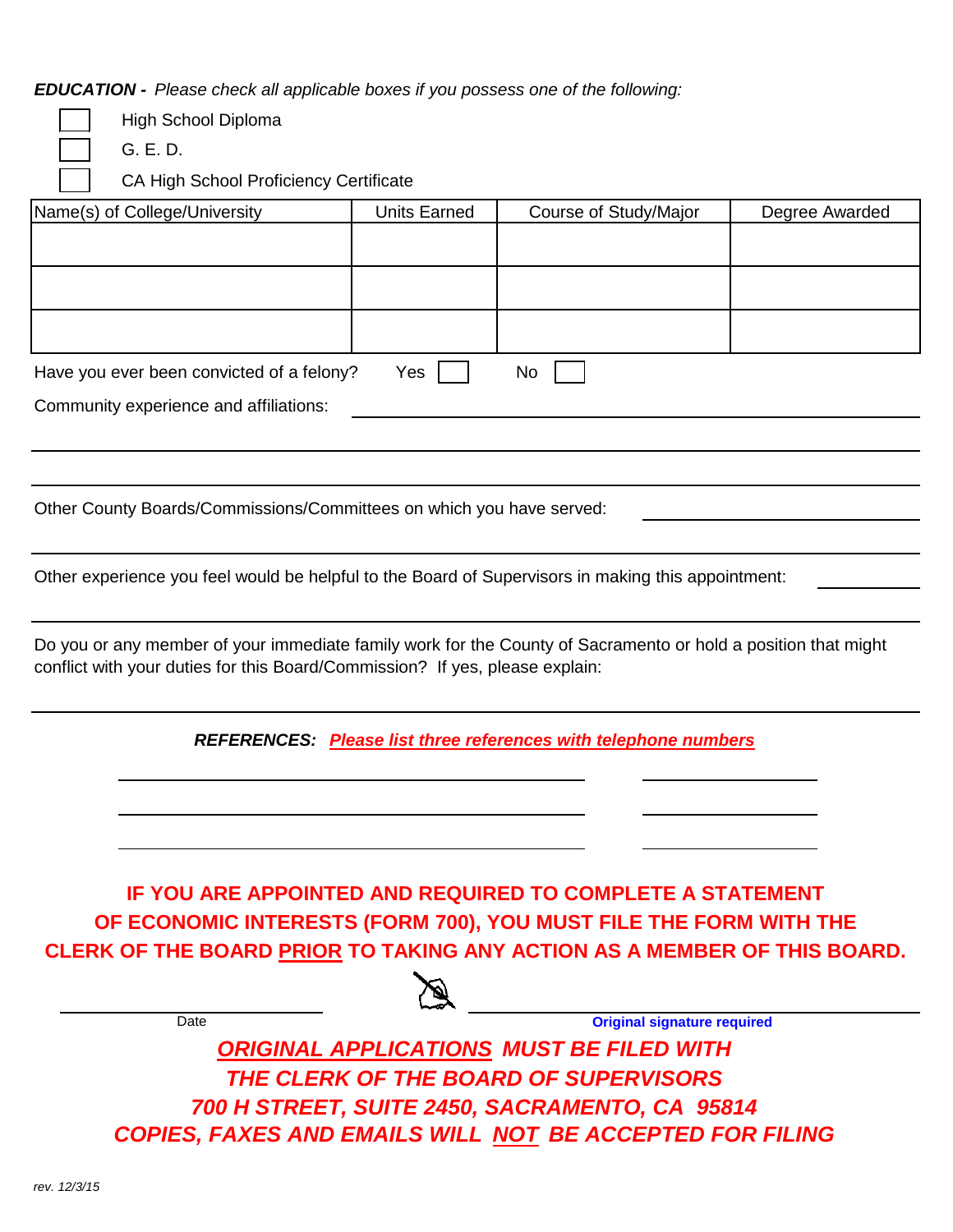***EDUCATION -*** *Please check all applicable boxes if you possess one of the following:*

- ☐ High School Diploma
- ☐ G. E. D.
- ☐ CA High School Proficiency Certificate

| Name(s) of College/University | Units Earned | Course of Study/Major | Degree Awarded |
|---|---|---|---|
| | | | |
| | | | |
| | | | |

Have you ever been convicted of a felony? Yes ☐ No ☐

Community experience and affiliations: ______________________________

Other County Boards/Commissions/Committees on which you have served: ______________________________

Other experience you feel would be helpful to the Board of Supervisors in making this appointment: ______________________________

Do you or any member of your immediate family work for the County of Sacramento or hold a position that might conflict with your duties for this Board/Commission? If yes, please explain:

***REFERENCES:*** ***Please list three references with telephone numbers***

______________________________ ______________

______________________________ ______________

______________________________ ______________

**IF YOU ARE APPOINTED AND REQUIRED TO COMPLETE A STATEMENT OF ECONOMIC INTERESTS (FORM 700), YOU MUST FILE THE FORM WITH THE CLERK OF THE BOARD PRIOR TO TAKING ANY ACTION AS A MEMBER OF THIS BOARD.**

______________________ ______________________________

Date — **Original signature required**

***ORIGINAL APPLICATIONS MUST BE FILED WITH***
***THE CLERK OF THE BOARD OF SUPERVISORS***
***700 H STREET, SUITE 2450, SACRAMENTO, CA 95814***
***COPIES, FAXES AND EMAILS WILL NOT BE ACCEPTED FOR FILING***

*rev. 12/3/15*